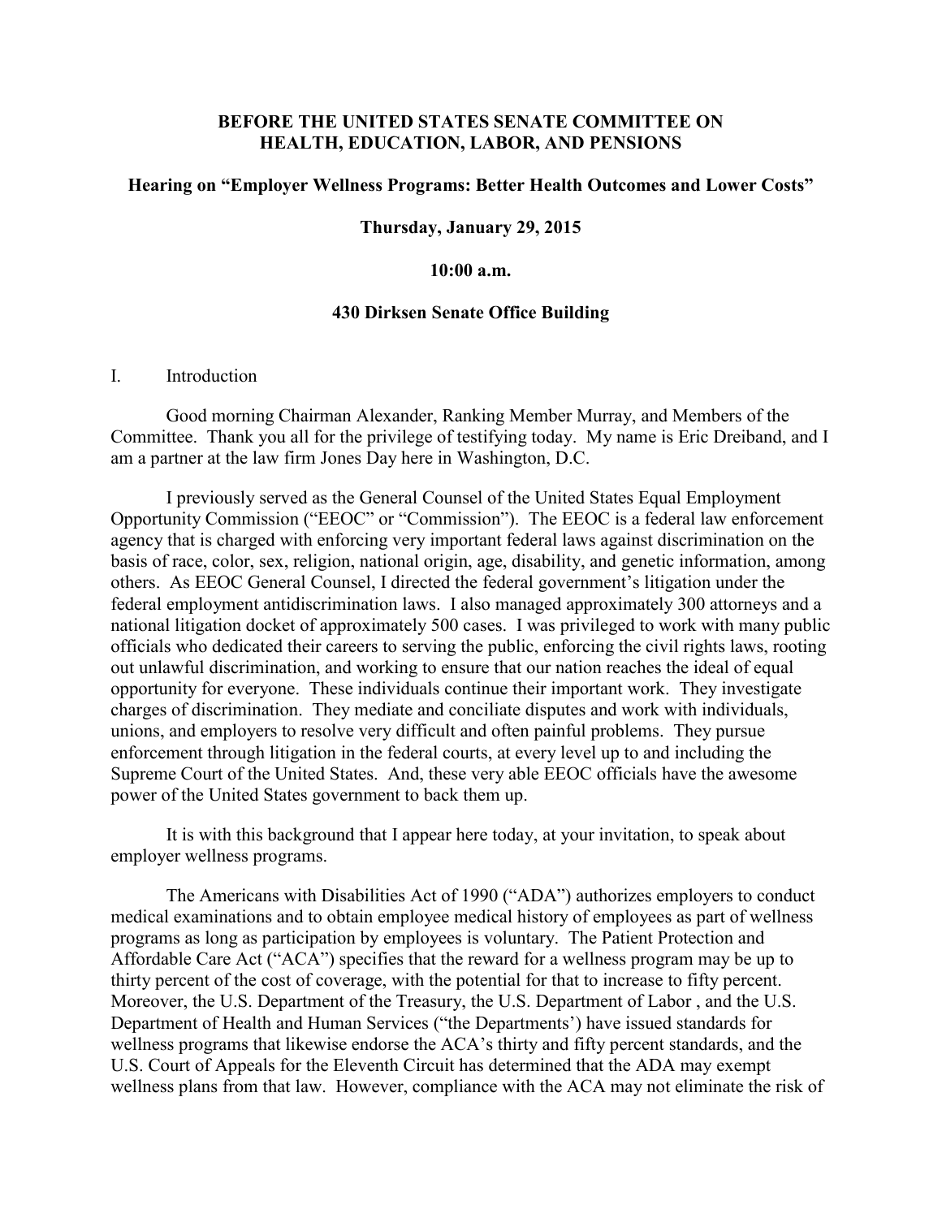**BEFORE THE UNITED STATES SENATE COMMITTEE ON HEALTH, EDUCATION, LABOR, AND PENSIONS**

**Hearing on "Employer Wellness Programs: Better Health Outcomes and Lower Costs"**

**Thursday, January 29, 2015**

**10:00 a.m.**

**430 Dirksen Senate Office Building**

## I. Introduction

Good morning Chairman Alexander, Ranking Member Murray, and Members of the Committee. Thank you all for the privilege of testifying today. My name is Eric Dreiband, and I am a partner at the law firm Jones Day here in Washington, D.C.

I previously served as the General Counsel of the United States Equal Employment Opportunity Commission ("EEOC" or "Commission"). The EEOC is a federal law enforcement agency that is charged with enforcing very important federal laws against discrimination on the basis of race, color, sex, religion, national origin, age, disability, and genetic information, among others. As EEOC General Counsel, I directed the federal government's litigation under the federal employment antidiscrimination laws. I also managed approximately 300 attorneys and a national litigation docket of approximately 500 cases. I was privileged to work with many public officials who dedicated their careers to serving the public, enforcing the civil rights laws, rooting out unlawful discrimination, and working to ensure that our nation reaches the ideal of equal opportunity for everyone. These individuals continue their important work. They investigate charges of discrimination. They mediate and conciliate disputes and work with individuals, unions, and employers to resolve very difficult and often painful problems. They pursue enforcement through litigation in the federal courts, at every level up to and including the Supreme Court of the United States. And, these very able EEOC officials have the awesome power of the United States government to back them up.

It is with this background that I appear here today, at your invitation, to speak about employer wellness programs.

The Americans with Disabilities Act of 1990 ("ADA") authorizes employers to conduct medical examinations and to obtain employee medical history of employees as part of wellness programs as long as participation by employees is voluntary. The Patient Protection and Affordable Care Act ("ACA") specifies that the reward for a wellness program may be up to thirty percent of the cost of coverage, with the potential for that to increase to fifty percent. Moreover, the U.S. Department of the Treasury, the U.S. Department of Labor , and the U.S. Department of Health and Human Services ("the Departments') have issued standards for wellness programs that likewise endorse the ACA's thirty and fifty percent standards, and the U.S. Court of Appeals for the Eleventh Circuit has determined that the ADA may exempt wellness plans from that law. However, compliance with the ACA may not eliminate the risk of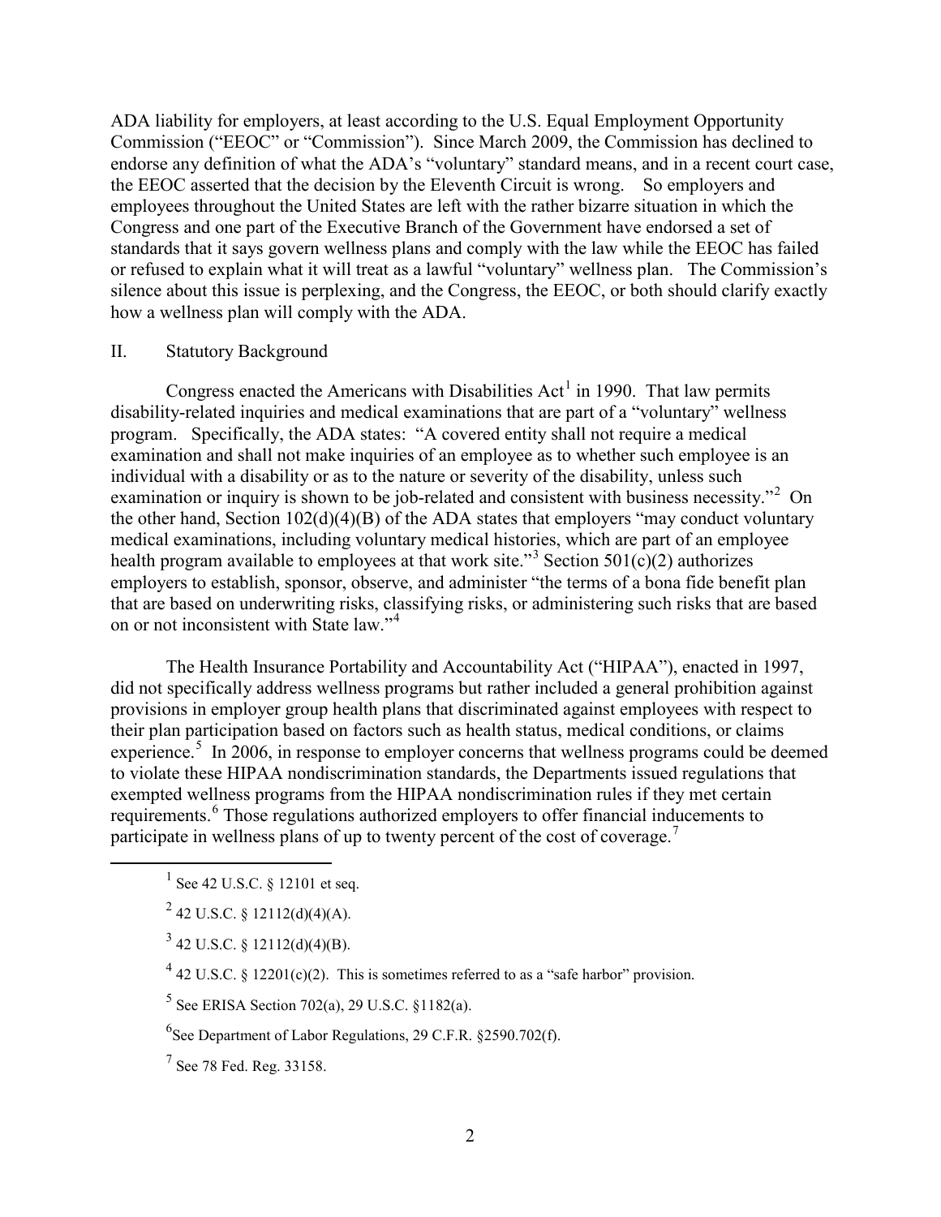ADA liability for employers, at least according to the U.S. Equal Employment Opportunity Commission ("EEOC" or "Commission"). Since March 2009, the Commission has declined to endorse any definition of what the ADA's "voluntary" standard means, and in a recent court case, the EEOC asserted that the decision by the Eleventh Circuit is wrong. So employers and employees throughout the United States are left with the rather bizarre situation in which the Congress and one part of the Executive Branch of the Government have endorsed a set of standards that it says govern wellness plans and comply with the law while the EEOC has failed or refused to explain what it will treat as a lawful "voluntary" wellness plan. The Commission's silence about this issue is perplexing, and the Congress, the EEOC, or both should clarify exactly how a wellness plan will comply with the ADA.

## II. Statutory Background

Congress enacted the Americans with Disabilities Act[1] in 1990. That law permits disability-related inquiries and medical examinations that are part of a "voluntary" wellness program. Specifically, the ADA states: "A covered entity shall not require a medical examination and shall not make inquiries of an employee as to whether such employee is an individual with a disability or as to the nature or severity of the disability, unless such examination or inquiry is shown to be job-related and consistent with business necessity."[2] On the other hand, Section 102(d)(4)(B) of the ADA states that employers "may conduct voluntary medical examinations, including voluntary medical histories, which are part of an employee health program available to employees at that work site."[3] Section 501(c)(2) authorizes employers to establish, sponsor, observe, and administer "the terms of a bona fide benefit plan that are based on underwriting risks, classifying risks, or administering such risks that are based on or not inconsistent with State law."[4]

The Health Insurance Portability and Accountability Act ("HIPAA"), enacted in 1997, did not specifically address wellness programs but rather included a general prohibition against provisions in employer group health plans that discriminated against employees with respect to their plan participation based on factors such as health status, medical conditions, or claims experience.[5] In 2006, in response to employer concerns that wellness programs could be deemed to violate these HIPAA nondiscrimination standards, the Departments issued regulations that exempted wellness programs from the HIPAA nondiscrimination rules if they met certain requirements.[6] Those regulations authorized employers to offer financial inducements to participate in wellness plans of up to twenty percent of the cost of coverage.[7]

---

[1] See 42 U.S.C. § 12101 et seq.

[2] 42 U.S.C. § 12112(d)(4)(A).

[3] 42 U.S.C. § 12112(d)(4)(B).

[4] 42 U.S.C. § 12201(c)(2). This is sometimes referred to as a "safe harbor" provision.

[5] See ERISA Section 702(a), 29 U.S.C. §1182(a).

[6] See Department of Labor Regulations, 29 C.F.R. §2590.702(f).

[7] See 78 Fed. Reg. 33158.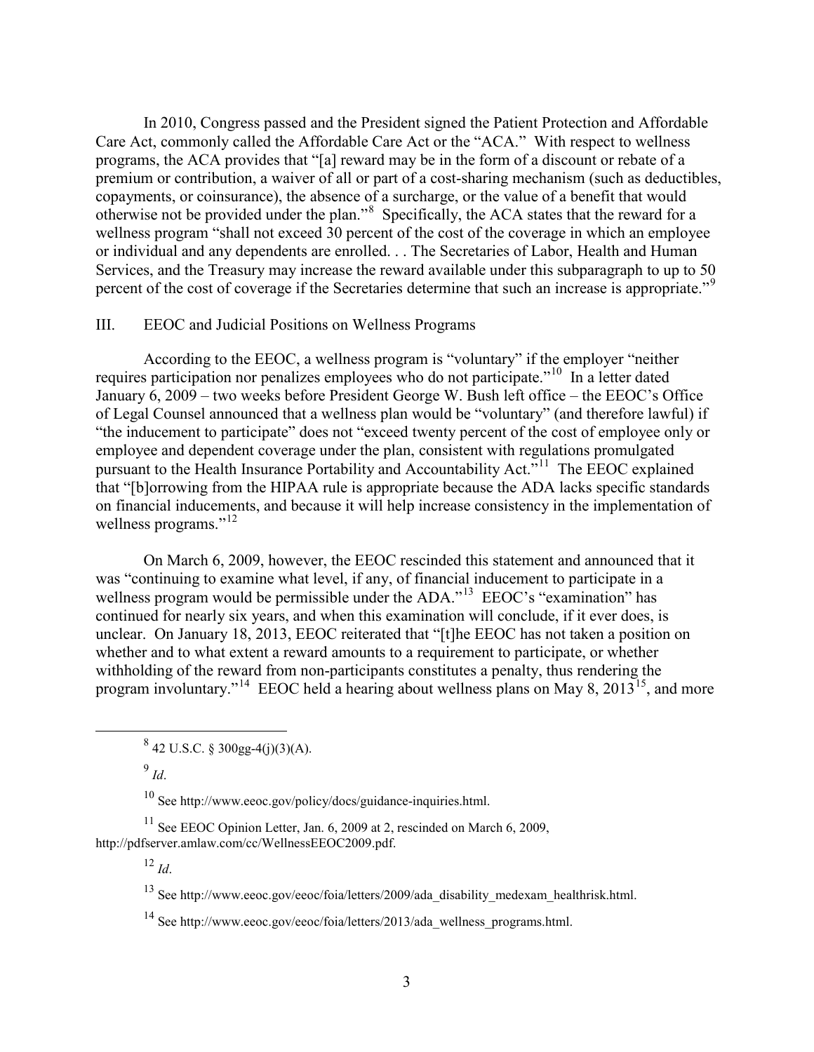In 2010, Congress passed and the President signed the Patient Protection and Affordable Care Act, commonly called the Affordable Care Act or the "ACA." With respect to wellness programs, the ACA provides that "[a] reward may be in the form of a discount or rebate of a premium or contribution, a waiver of all or part of a cost-sharing mechanism (such as deductibles, copayments, or coinsurance), the absence of a surcharge, or the value of a benefit that would otherwise not be provided under the plan."[8] Specifically, the ACA states that the reward for a wellness program "shall not exceed 30 percent of the cost of the coverage in which an employee or individual and any dependents are enrolled. . . The Secretaries of Labor, Health and Human Services, and the Treasury may increase the reward available under this subparagraph to up to 50 percent of the cost of coverage if the Secretaries determine that such an increase is appropriate."[9]

## III. EEOC and Judicial Positions on Wellness Programs

According to the EEOC, a wellness program is "voluntary" if the employer "neither requires participation nor penalizes employees who do not participate."[10] In a letter dated January 6, 2009 – two weeks before President George W. Bush left office – the EEOC's Office of Legal Counsel announced that a wellness plan would be "voluntary" (and therefore lawful) if "the inducement to participate" does not "exceed twenty percent of the cost of employee only or employee and dependent coverage under the plan, consistent with regulations promulgated pursuant to the Health Insurance Portability and Accountability Act."[11] The EEOC explained that "[b]orrowing from the HIPAA rule is appropriate because the ADA lacks specific standards on financial inducements, and because it will help increase consistency in the implementation of wellness programs."[12]

On March 6, 2009, however, the EEOC rescinded this statement and announced that it was "continuing to examine what level, if any, of financial inducement to participate in a wellness program would be permissible under the ADA."[13] EEOC's "examination" has continued for nearly six years, and when this examination will conclude, if it ever does, is unclear. On January 18, 2013, EEOC reiterated that "[t]he EEOC has not taken a position on whether and to what extent a reward amounts to a requirement to participate, or whether withholding of the reward from non-participants constitutes a penalty, thus rendering the program involuntary."[14] EEOC held a hearing about wellness plans on May 8, 2013[15], and more

---

[8] 42 U.S.C. § 300gg-4(j)(3)(A).

[9] *Id*.

[10] See http://www.eeoc.gov/policy/docs/guidance-inquiries.html.

[11] See EEOC Opinion Letter, Jan. 6, 2009 at 2, rescinded on March 6, 2009, http://pdfserver.amlaw.com/cc/WellnessEEOC2009.pdf.

[12] *Id*.

[13] See http://www.eeoc.gov/eeoc/foia/letters/2009/ada_disability_medexam_healthrisk.html.

[14] See http://www.eeoc.gov/eeoc/foia/letters/2013/ada_wellness_programs.html.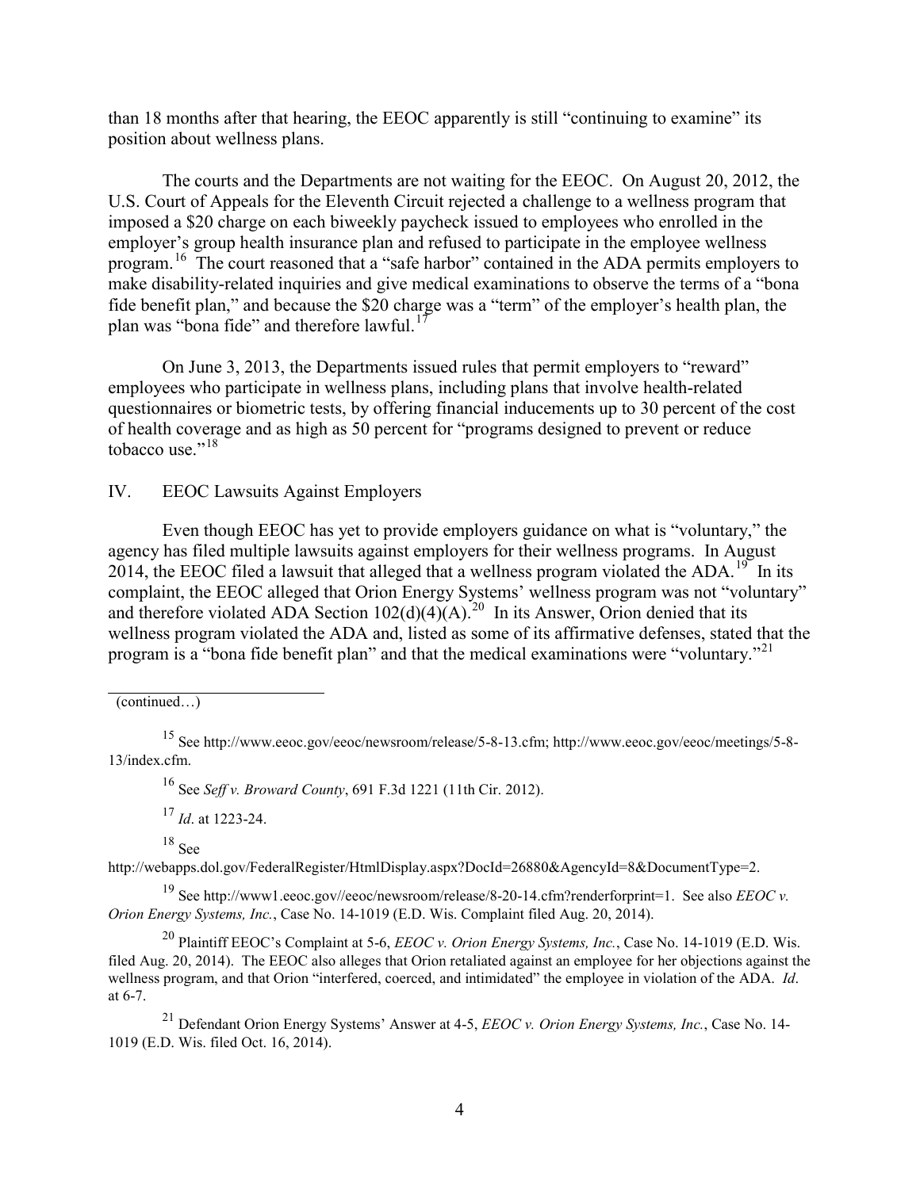than 18 months after that hearing, the EEOC apparently is still "continuing to examine" its position about wellness plans.

The courts and the Departments are not waiting for the EEOC. On August 20, 2012, the U.S. Court of Appeals for the Eleventh Circuit rejected a challenge to a wellness program that imposed a $20 charge on each biweekly paycheck issued to employees who enrolled in the employer's group health insurance plan and refused to participate in the employee wellness program.[16] The court reasoned that a "safe harbor" contained in the ADA permits employers to make disability-related inquiries and give medical examinations to observe the terms of a "bona fide benefit plan," and because the $20 charge was a "term" of the employer's health plan, the plan was "bona fide" and therefore lawful.[17]

On June 3, 2013, the Departments issued rules that permit employers to "reward" employees who participate in wellness plans, including plans that involve health-related questionnaires or biometric tests, by offering financial inducements up to 30 percent of the cost of health coverage and as high as 50 percent for "programs designed to prevent or reduce tobacco use."[18]

## IV. EEOC Lawsuits Against Employers

Even though EEOC has yet to provide employers guidance on what is "voluntary," the agency has filed multiple lawsuits against employers for their wellness programs. In August 2014, the EEOC filed a lawsuit that alleged that a wellness program violated the ADA.[19] In its complaint, the EEOC alleged that Orion Energy Systems' wellness program was not "voluntary" and therefore violated ADA Section 102(d)(4)(A).[20] In its Answer, Orion denied that its wellness program violated the ADA and, listed as some of its affirmative defenses, stated that the program is a "bona fide benefit plan" and that the medical examinations were "voluntary."[21]

---

(continued…)

[15] See http://www.eeoc.gov/eeoc/newsroom/release/5-8-13.cfm; http://www.eeoc.gov/eeoc/meetings/5-8-13/index.cfm.

[16] See *Seff v. Broward County*, 691 F.3d 1221 (11th Cir. 2012).

[17] *Id*. at 1223-24.

[18] See http://webapps.dol.gov/FederalRegister/HtmlDisplay.aspx?DocId=26880&AgencyId=8&DocumentType=2.

[19] See http://www1.eeoc.gov//eeoc/newsroom/release/8-20-14.cfm?renderforprint=1. See also *EEOC v. Orion Energy Systems, Inc.*, Case No. 14-1019 (E.D. Wis. Complaint filed Aug. 20, 2014).

[20] Plaintiff EEOC's Complaint at 5-6, *EEOC v. Orion Energy Systems, Inc.*, Case No. 14-1019 (E.D. Wis. filed Aug. 20, 2014). The EEOC also alleges that Orion retaliated against an employee for her objections against the wellness program, and that Orion "interfered, coerced, and intimidated" the employee in violation of the ADA. *Id*. at 6-7.

[21] Defendant Orion Energy Systems' Answer at 4-5, *EEOC v. Orion Energy Systems, Inc.*, Case No. 14-1019 (E.D. Wis. filed Oct. 16, 2014).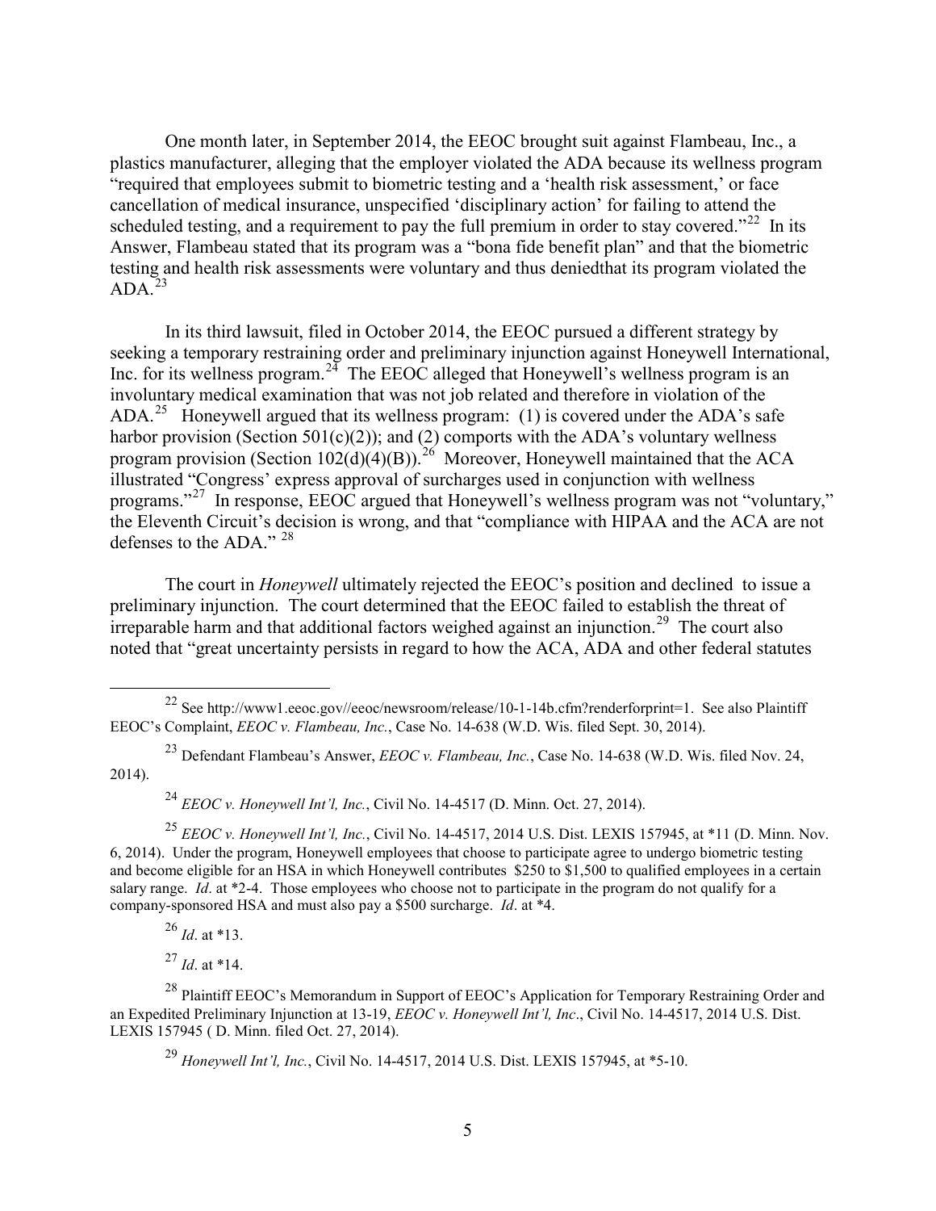One month later, in September 2014, the EEOC brought suit against Flambeau, Inc., a plastics manufacturer, alleging that the employer violated the ADA because its wellness program "required that employees submit to biometric testing and a 'health risk assessment,' or face cancellation of medical insurance, unspecified 'disciplinary action' for failing to attend the scheduled testing, and a requirement to pay the full premium in order to stay covered."[22] In its Answer, Flambeau stated that its program was a "bona fide benefit plan" and that the biometric testing and health risk assessments were voluntary and thus deniedthat its program violated the ADA.[23]

In its third lawsuit, filed in October 2014, the EEOC pursued a different strategy by seeking a temporary restraining order and preliminary injunction against Honeywell International, Inc. for its wellness program.[24] The EEOC alleged that Honeywell's wellness program is an involuntary medical examination that was not job related and therefore in violation of the ADA.[25] Honeywell argued that its wellness program: (1) is covered under the ADA's safe harbor provision (Section 501(c)(2)); and (2) comports with the ADA's voluntary wellness program provision (Section 102(d)(4)(B)).[26] Moreover, Honeywell maintained that the ACA illustrated "Congress' express approval of surcharges used in conjunction with wellness programs."[27] In response, EEOC argued that Honeywell's wellness program was not "voluntary," the Eleventh Circuit's decision is wrong, and that "compliance with HIPAA and the ACA are not defenses to the ADA." [28]

The court in *Honeywell* ultimately rejected the EEOC's position and declined to issue a preliminary injunction. The court determined that the EEOC failed to establish the threat of irreparable harm and that additional factors weighed against an injunction.[29] The court also noted that "great uncertainty persists in regard to how the ACA, ADA and other federal statutes

---

[22] See http://www1.eeoc.gov//eeoc/newsroom/release/10-1-14b.cfm?renderforprint=1. See also Plaintiff EEOC's Complaint, *EEOC v. Flambeau, Inc.*, Case No. 14-638 (W.D. Wis. filed Sept. 30, 2014).

[23] Defendant Flambeau's Answer, *EEOC v. Flambeau, Inc.*, Case No. 14-638 (W.D. Wis. filed Nov. 24, 2014).

[24] *EEOC v. Honeywell Int'l, Inc.*, Civil No. 14-4517 (D. Minn. Oct. 27, 2014).

[25] *EEOC v. Honeywell Int'l, Inc.*, Civil No. 14-4517, 2014 U.S. Dist. LEXIS 157945, at *11 (D. Minn. Nov. 6, 2014). Under the program, Honeywell employees that choose to participate agree to undergo biometric testing and become eligible for an HSA in which Honeywell contributes $250 to $1,500 to qualified employees in a certain salary range. *Id*. at *2-4. Those employees who choose not to participate in the program do not qualify for a company-sponsored HSA and must also pay a $500 surcharge. *Id*. at *4.

[26] *Id*. at *13.

[27] *Id*. at *14.

[28] Plaintiff EEOC's Memorandum in Support of EEOC's Application for Temporary Restraining Order and an Expedited Preliminary Injunction at 13-19, *EEOC v. Honeywell Int'l, Inc*., Civil No. 14-4517, 2014 U.S. Dist. LEXIS 157945 ( D. Minn. filed Oct. 27, 2014).

[29] *Honeywell Int'l, Inc.*, Civil No. 14-4517, 2014 U.S. Dist. LEXIS 157945, at *5-10.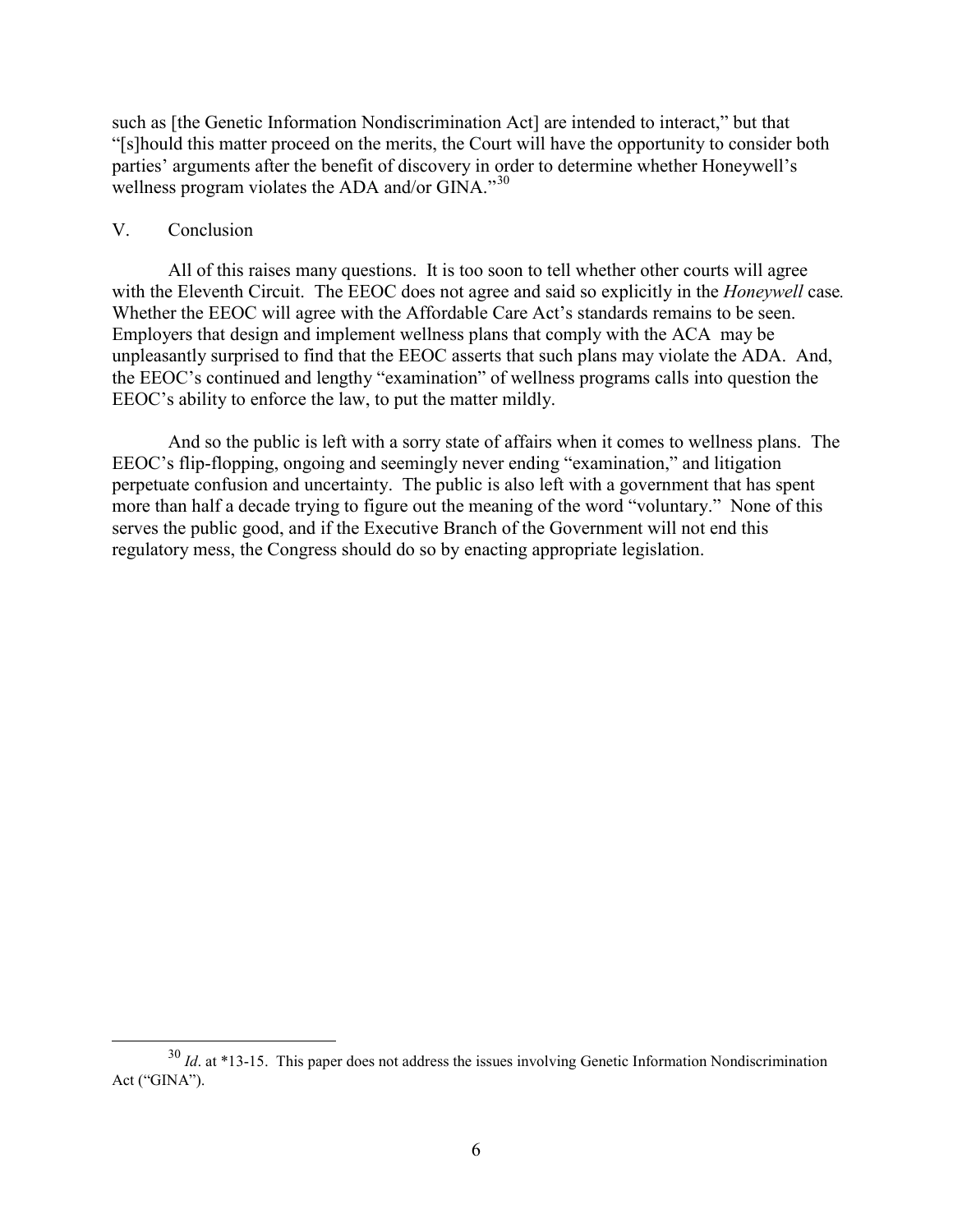such as [the Genetic Information Nondiscrimination Act] are intended to interact," but that "[s]hould this matter proceed on the merits, the Court will have the opportunity to consider both parties' arguments after the benefit of discovery in order to determine whether Honeywell's wellness program violates the ADA and/or GINA."[30]

## V. Conclusion

All of this raises many questions. It is too soon to tell whether other courts will agree with the Eleventh Circuit. The EEOC does not agree and said so explicitly in the *Honeywell* case. Whether the EEOC will agree with the Affordable Care Act's standards remains to be seen. Employers that design and implement wellness plans that comply with the ACA may be unpleasantly surprised to find that the EEOC asserts that such plans may violate the ADA. And, the EEOC's continued and lengthy "examination" of wellness programs calls into question the EEOC's ability to enforce the law, to put the matter mildly.

And so the public is left with a sorry state of affairs when it comes to wellness plans. The EEOC's flip-flopping, ongoing and seemingly never ending "examination," and litigation perpetuate confusion and uncertainty. The public is also left with a government that has spent more than half a decade trying to figure out the meaning of the word "voluntary." None of this serves the public good, and if the Executive Branch of the Government will not end this regulatory mess, the Congress should do so by enacting appropriate legislation.

---

[30] *Id*. at *13-15. This paper does not address the issues involving Genetic Information Nondiscrimination Act ("GINA").